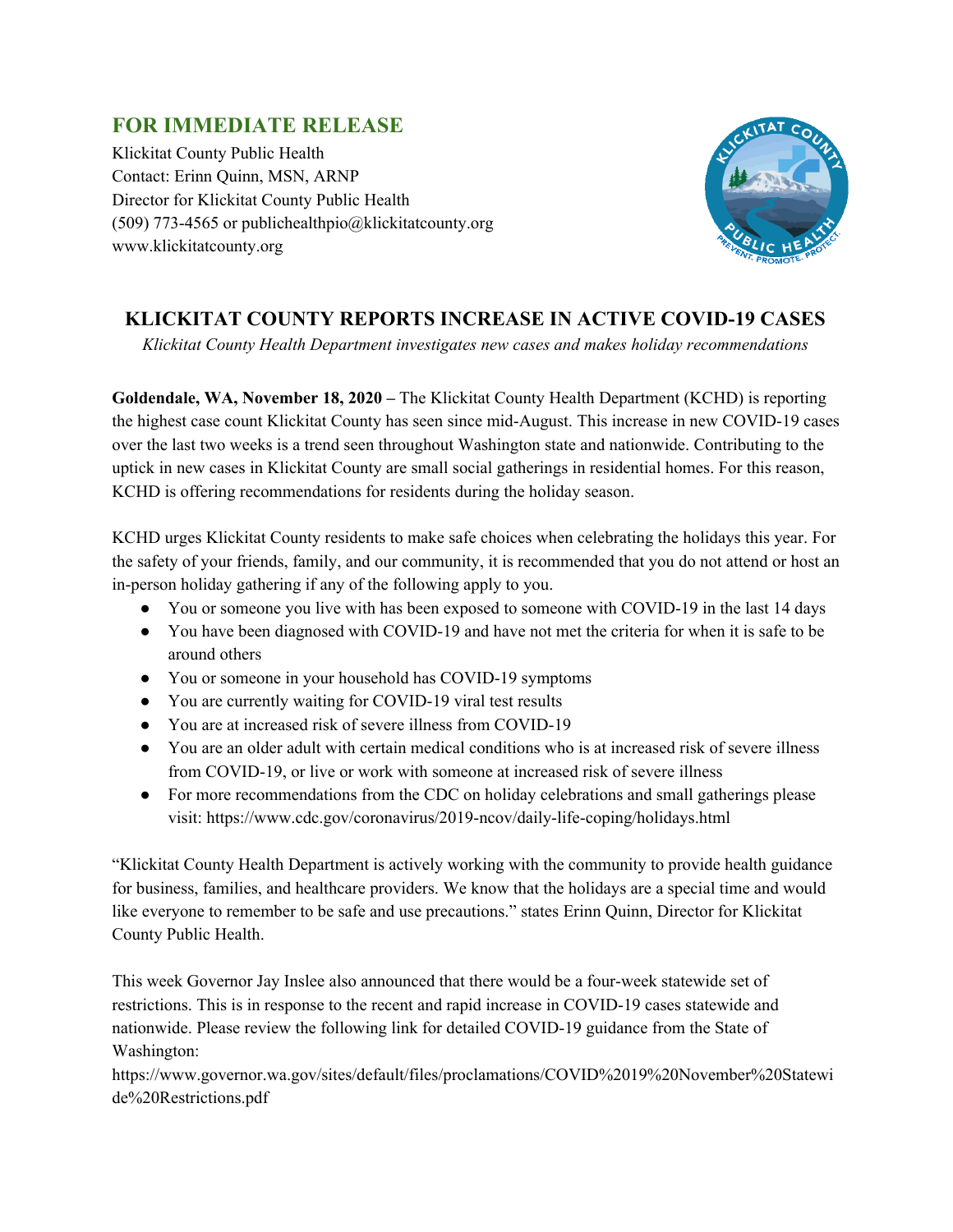**FOR IMMEDIATE RELEASE**

Klickitat County Public Health
Contact: Erinn Quinn, MSN, ARNP
Director for Klickitat County Public Health
(509) 773-4565 or publichealthpio@klickitatcounty.org
www.klickitatcounty.org

## KLICKITAT COUNTY REPORTS INCREASE IN ACTIVE COVID-19 CASES

*Klickitat County Health Department investigates new cases and makes holiday recommendations*

**Goldendale, WA, November 18, 2020 –** The Klickitat County Health Department (KCHD) is reporting the highest case count Klickitat County has seen since mid-August. This increase in new COVID-19 cases over the last two weeks is a trend seen throughout Washington state and nationwide. Contributing to the uptick in new cases in Klickitat County are small social gatherings in residential homes. For this reason, KCHD is offering recommendations for residents during the holiday season.

KCHD urges Klickitat County residents to make safe choices when celebrating the holidays this year. For the safety of your friends, family, and our community, it is recommended that you do not attend or host an in-person holiday gathering if any of the following apply to you.

- You or someone you live with has been exposed to someone with COVID-19 in the last 14 days
- You have been diagnosed with COVID-19 and have not met the criteria for when it is safe to be around others
- You or someone in your household has COVID-19 symptoms
- You are currently waiting for COVID-19 viral test results
- You are at increased risk of severe illness from COVID-19
- You are an older adult with certain medical conditions who is at increased risk of severe illness from COVID-19, or live or work with someone at increased risk of severe illness
- For more recommendations from the CDC on holiday celebrations and small gatherings please visit: https://www.cdc.gov/coronavirus/2019-ncov/daily-life-coping/holidays.html

"Klickitat County Health Department is actively working with the community to provide health guidance for business, families, and healthcare providers. We know that the holidays are a special time and would like everyone to remember to be safe and use precautions." states Erinn Quinn, Director for Klickitat County Public Health.

This week Governor Jay Inslee also announced that there would be a four-week statewide set of restrictions. This is in response to the recent and rapid increase in COVID-19 cases statewide and nationwide. Please review the following link for detailed COVID-19 guidance from the State of Washington:
https://www.governor.wa.gov/sites/default/files/proclamations/COVID%2019%20November%20Statewide%20Restrictions.pdf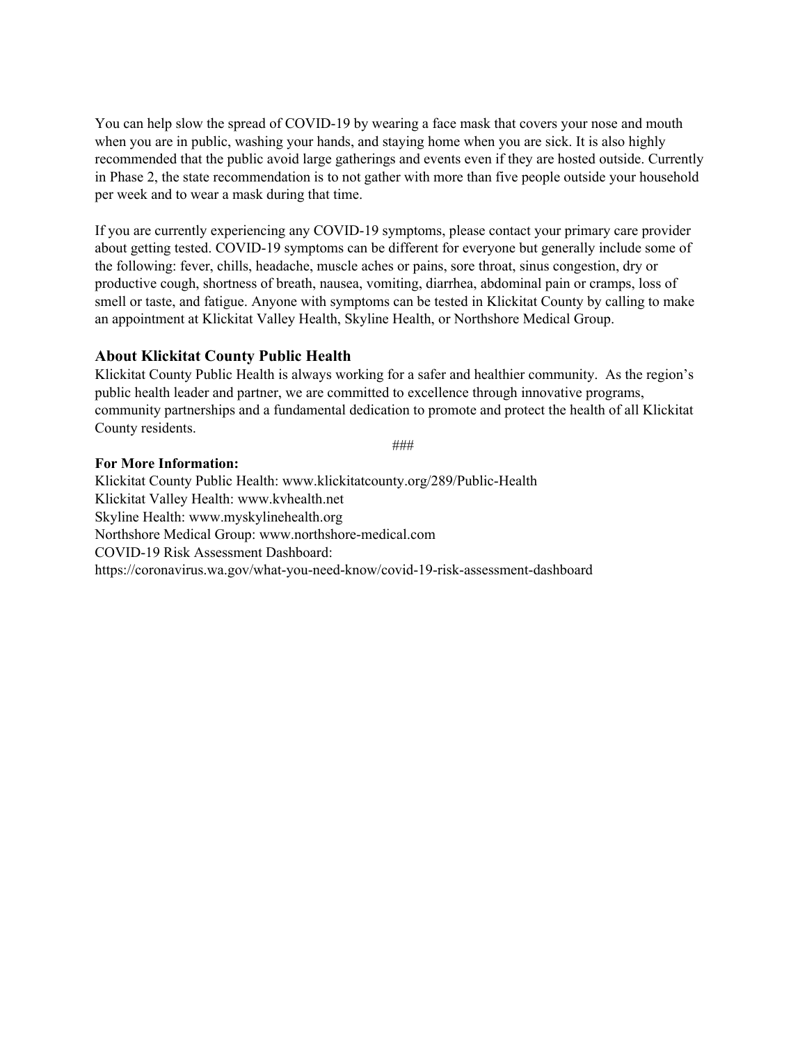You can help slow the spread of COVID-19 by wearing a face mask that covers your nose and mouth when you are in public, washing your hands, and staying home when you are sick. It is also highly recommended that the public avoid large gatherings and events even if they are hosted outside. Currently in Phase 2, the state recommendation is to not gather with more than five people outside your household per week and to wear a mask during that time.

If you are currently experiencing any COVID-19 symptoms, please contact your primary care provider about getting tested. COVID-19 symptoms can be different for everyone but generally include some of the following: fever, chills, headache, muscle aches or pains, sore throat, sinus congestion, dry or productive cough, shortness of breath, nausea, vomiting, diarrhea, abdominal pain or cramps, loss of smell or taste, and fatigue. Anyone with symptoms can be tested in Klickitat County by calling to make an appointment at Klickitat Valley Health, Skyline Health, or Northshore Medical Group.

## About Klickitat County Public Health

Klickitat County Public Health is always working for a safer and healthier community. As the region's public health leader and partner, we are committed to excellence through innovative programs, community partnerships and a fundamental dedication to promote and protect the health of all Klickitat County residents.

###

**For More Information:**

Klickitat County Public Health: www.klickitatcounty.org/289/Public-Health
Klickitat Valley Health: www.kvhealth.net
Skyline Health: www.myskylinehealth.org
Northshore Medical Group: www.northshore-medical.com
COVID-19 Risk Assessment Dashboard:
https://coronavirus.wa.gov/what-you-need-know/covid-19-risk-assessment-dashboard